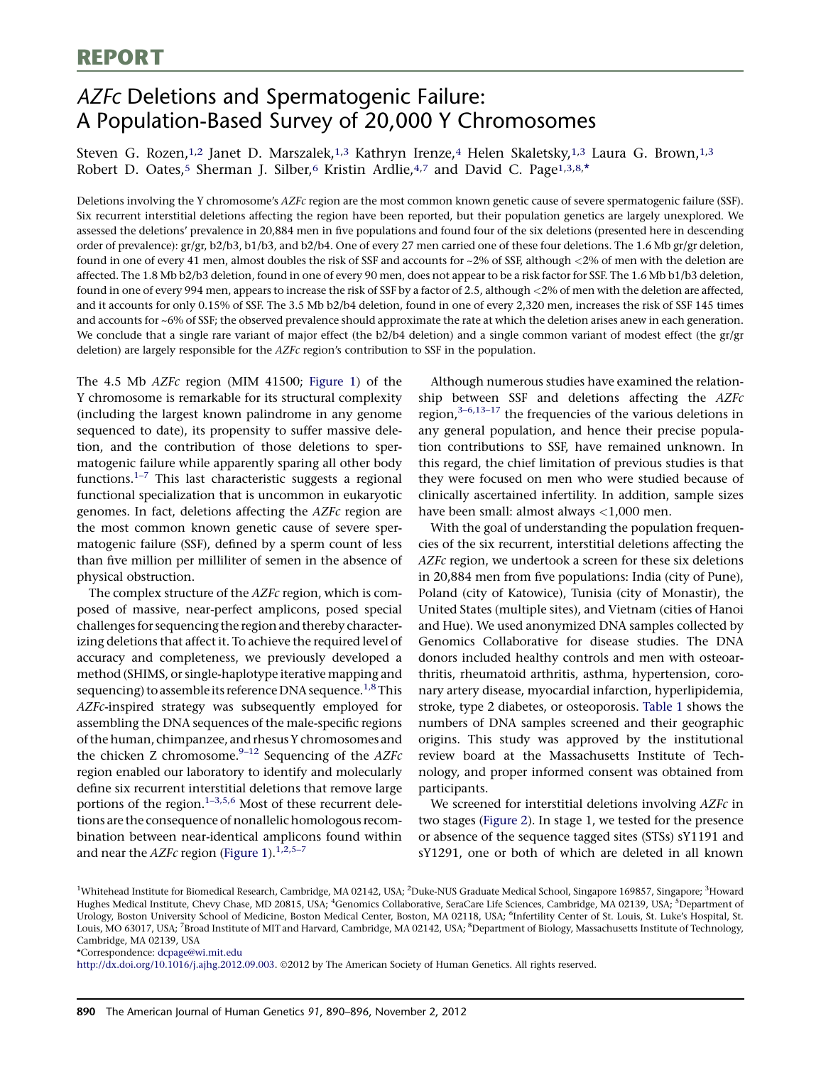**REPORT**

# *AZFc* Deletions and Spermatogenic Failure: A Population-Based Survey of 20,000 Y Chromosomes

Steven G. Rozen,[1,2] Janet D. Marszalek,[1,3] Kathryn Irenze,[4] Helen Skaletsky,[1,3] Laura G. Brown,[1,3] Robert D. Oates,[5] Sherman J. Silber,[6] Kristin Ardlie,[4,7] and David C. Page[1,3,8,*]

Deletions involving the Y chromosome's *AZFc* region are the most common known genetic cause of severe spermatogenic failure (SSF). Six recurrent interstitial deletions affecting the region have been reported, but their population genetics are largely unexplored. We assessed the deletions' prevalence in 20,884 men in five populations and found four of the six deletions (presented here in descending order of prevalence): gr/gr, b2/b3, b1/b3, and b2/b4. One of every 27 men carried one of these four deletions. The 1.6 Mb gr/gr deletion, found in one of every 41 men, almost doubles the risk of SSF and accounts for ~2% of SSF, although <2% of men with the deletion are affected. The 1.8 Mb b2/b3 deletion, found in one of every 90 men, does not appear to be a risk factor for SSF. The 1.6 Mb b1/b3 deletion, found in one of every 994 men, appears to increase the risk of SSF by a factor of 2.5, although <2% of men with the deletion are affected, and it accounts for only 0.15% of SSF. The 3.5 Mb b2/b4 deletion, found in one of every 2,320 men, increases the risk of SSF 145 times and accounts for ~6% of SSF; the observed prevalence should approximate the rate at which the deletion arises anew in each generation. We conclude that a single rare variant of major effect (the b2/b4 deletion) and a single common variant of modest effect (the gr/gr deletion) are largely responsible for the *AZFc* region's contribution to SSF in the population.

The 4.5 Mb *AZFc* region (MIM 41500; Figure 1) of the Y chromosome is remarkable for its structural complexity (including the largest known palindrome in any genome sequenced to date), its propensity to suffer massive deletion, and the contribution of those deletions to spermatogenic failure while apparently sparing all other body functions.[1–7] This last characteristic suggests a regional functional specialization that is uncommon in eukaryotic genomes. In fact, deletions affecting the *AZFc* region are the most common known genetic cause of severe spermatogenic failure (SSF), defined by a sperm count of less than five million per milliliter of semen in the absence of physical obstruction.

The complex structure of the *AZFc* region, which is composed of massive, near-perfect amplicons, posed special challenges for sequencing the region and thereby characterizing deletions that affect it. To achieve the required level of accuracy and completeness, we previously developed a method (SHIMS, or single-haplotype iterative mapping and sequencing) to assemble its reference DNA sequence.[1,8] This *AZFc*-inspired strategy was subsequently employed for assembling the DNA sequences of the male-specific regions of the human, chimpanzee, and rhesus Y chromosomes and the chicken Z chromosome.[9–12] Sequencing of the *AZFc* region enabled our laboratory to identify and molecularly define six recurrent interstitial deletions that remove large portions of the region.[1–3,5,6] Most of these recurrent deletions are the consequence of nonallelic homologous recombination between near-identical amplicons found within and near the *AZFc* region (Figure 1).[1,2,5–7]

Although numerous studies have examined the relationship between SSF and deletions affecting the *AZFc* region,[3–6,13–17] the frequencies of the various deletions in any general population, and hence their precise population contributions to SSF, have remained unknown. In this regard, the chief limitation of previous studies is that they were focused on men who were studied because of clinically ascertained infertility. In addition, sample sizes have been small: almost always <1,000 men.

With the goal of understanding the population frequencies of the six recurrent, interstitial deletions affecting the *AZFc* region, we undertook a screen for these six deletions in 20,884 men from five populations: India (city of Pune), Poland (city of Katowice), Tunisia (city of Monastir), the United States (multiple sites), and Vietnam (cities of Hanoi and Hue). We used anonymized DNA samples collected by Genomics Collaborative for disease studies. The DNA donors included healthy controls and men with osteoarthritis, rheumatoid arthritis, asthma, hypertension, coronary artery disease, myocardial infarction, hyperlipidemia, stroke, type 2 diabetes, or osteoporosis. Table 1 shows the numbers of DNA samples screened and their geographic origins. This study was approved by the institutional review board at the Massachusetts Institute of Technology, and proper informed consent was obtained from participants.

We screened for interstitial deletions involving *AZFc* in two stages (Figure 2). In stage 1, we tested for the presence or absence of the sequence tagged sites (STSs) sY1191 and sY1291, one or both of which are deleted in all known

---

[1]Whitehead Institute for Biomedical Research, Cambridge, MA 02142, USA; [2]Duke-NUS Graduate Medical School, Singapore 169857, Singapore; [3]Howard Hughes Medical Institute, Chevy Chase, MD 20815, USA; [4]Genomics Collaborative, SeraCare Life Sciences, Cambridge, MA 02139, USA; [5]Department of Urology, Boston University School of Medicine, Boston Medical Center, Boston, MA 02118, USA; [6]Infertility Center of St. Louis, St. Luke's Hospital, St. Louis, MO 63017, USA; [7]Broad Institute of MIT and Harvard, Cambridge, MA 02142, USA; [8]Department of Biology, Massachusetts Institute of Technology, Cambridge, MA 02139, USA

*Correspondence: dcpage@wi.mit.edu

http://dx.doi.org/10.1016/j.ajhg.2012.09.003. ©2012 by The American Society of Human Genetics. All rights reserved.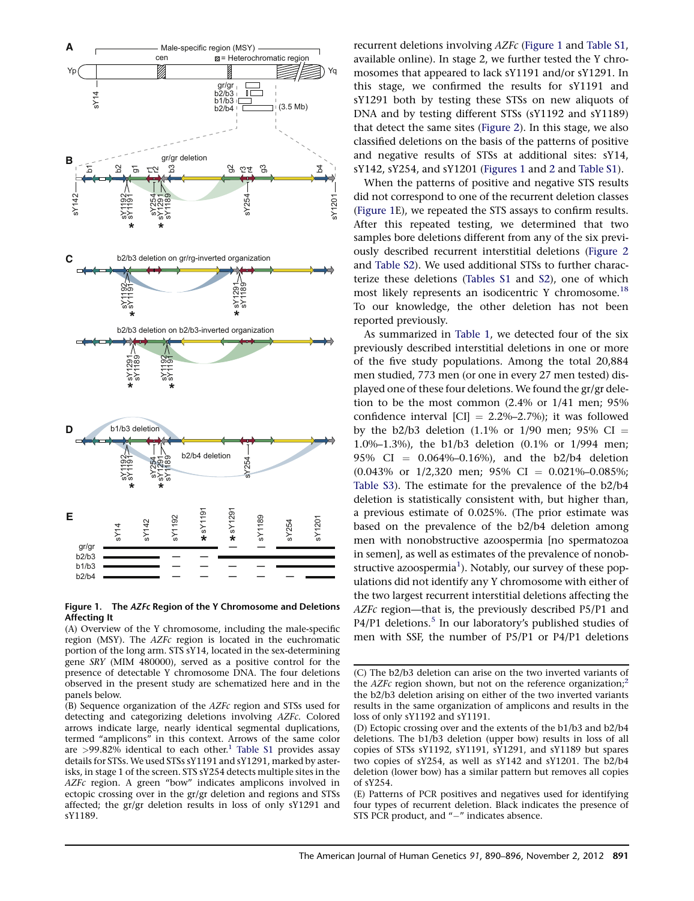**Figure 1. The *AZFc* Region of the Y Chromosome and Deletions Affecting It**

(A) Overview of the Y chromosome, including the male-specific region (MSY). The *AZFc* region is located in the euchromatic portion of the long arm. STS sY14, located in the sex-determining gene *SRY* (MIM 480000), served as a positive control for the presence of detectable Y chromosome DNA. The four deletions observed in the present study are schematized here and in the panels below.

(B) Sequence organization of the *AZFc* region and STSs used for detecting and categorizing deletions involving *AZFc*. Colored arrows indicate large, nearly identical segmental duplications, termed "amplicons" in this context. Arrows of the same color are >99.82% identical to each other.[1] Table S1 provides assay details for STSs. We used STSs sY1191 and sY1291, marked by asterisks, in stage 1 of the screen. STS sY254 detects multiple sites in the *AZFc* region. A green "bow" indicates amplicons involved in ectopic crossing over in the gr/gr deletion and regions and STSs affected; the gr/gr deletion results in loss of only sY1291 and sY1189.

(C) The b2/b3 deletion can arise on the two inverted variants of the *AZFc* region shown, but not on the reference organization;[2] the b2/b3 deletion arising on either of the two inverted variants results in the same organization of amplicons and results in the loss of only sY1192 and sY1191.

(D) Ectopic crossing over and the extents of the b1/b3 and b2/b4 deletions. The b1/b3 deletion (upper bow) results in loss of all copies of STSs sY1192, sY1191, sY1291, and sY1189 but spares two copies of sY254, as well as sY142 and sY1201. The b2/b4 deletion (lower bow) has a similar pattern but removes all copies of sY254.

(E) Patterns of PCR positives and negatives used for identifying four types of recurrent deletion. Black indicates the presence of STS PCR product, and "−" indicates absence.

recurrent deletions involving *AZFc* (Figure 1 and Table S1, available online). In stage 2, we further tested the Y chromosomes that appeared to lack sY1191 and/or sY1291. In this stage, we confirmed the results for sY1191 and sY1291 both by testing these STSs on new aliquots of DNA and by testing different STSs (sY1192 and sY1189) that detect the same sites (Figure 2). In this stage, we also classified deletions on the basis of the patterns of positive and negative results of STSs at additional sites: sY14, sY142, sY254, and sY1201 (Figures 1 and 2 and Table S1).

When the patterns of positive and negative STS results did not correspond to one of the recurrent deletion classes (Figure 1E), we repeated the STS assays to confirm results. After this repeated testing, we determined that two samples bore deletions different from any of the six previously described recurrent interstitial deletions (Figure 2 and Table S2). We used additional STSs to further characterize these deletions (Tables S1 and S2), one of which most likely represents an isodicentric Y chromosome.[18] To our knowledge, the other deletion has not been reported previously.

As summarized in Table 1, we detected four of the six previously described interstitial deletions in one or more of the five study populations. Among the total 20,884 men studied, 773 men (or one in every 27 men tested) displayed one of these four deletions. We found the gr/gr deletion to be the most common (2.4% or 1/41 men; 95% confidence interval [CI] = 2.2%–2.7%); it was followed by the b2/b3 deletion (1.1% or 1/90 men; 95% CI = 1.0%–1.3%), the b1/b3 deletion (0.1% or 1/994 men; 95% CI = 0.064%–0.16%), and the b2/b4 deletion (0.043% or 1/2,320 men; 95% CI = 0.021%–0.085%; Table S3). The estimate for the prevalence of the b2/b4 deletion is statistically consistent with, but higher than, a previous estimate of 0.025%. (The prior estimate was based on the prevalence of the b2/b4 deletion among men with nonobstructive azoospermia [no spermatozoa in semen], as well as estimates of the prevalence of nonobstructive azoospermia[1]). Notably, our survey of these populations did not identify any Y chromosome with either of the two largest recurrent interstitial deletions affecting the *AZFc* region—that is, the previously described P5/P1 and P4/P1 deletions.[5] In our laboratory's published studies of men with SSF, the number of P5/P1 or P4/P1 deletions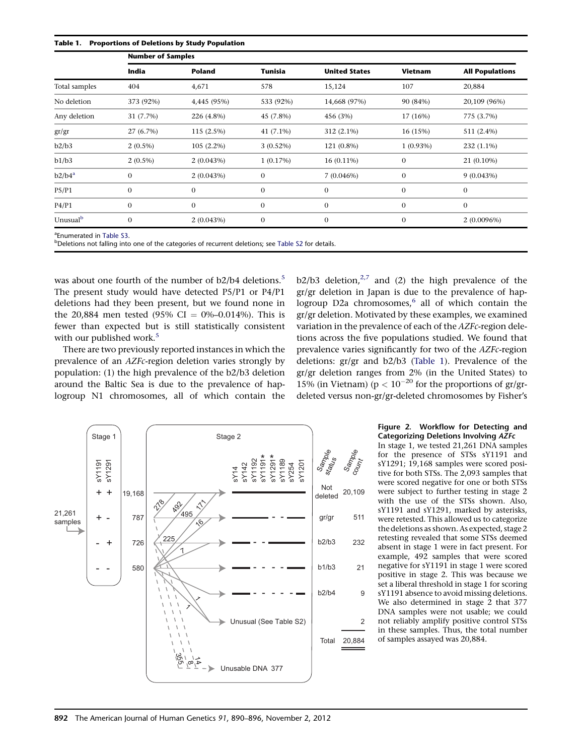**Table 1. Proportions of Deletions by Study Population**

| | Number of Samples | | | | | |
|---|---|---|---|---|---|---|
| | India | Poland | Tunisia | United States | Vietnam | All Populations |
| Total samples | 404 | 4,671 | 578 | 15,124 | 107 | 20,884 |
| No deletion | 373 (92%) | 4,445 (95%) | 533 (92%) | 14,668 (97%) | 90 (84%) | 20,109 (96%) |
| Any deletion | 31 (7.7%) | 226 (4.8%) | 45 (7.8%) | 456 (3%) | 17 (16%) | 775 (3.7%) |
| gr/gr | 27 (6.7%) | 115 (2.5%) | 41 (7.1%) | 312 (2.1%) | 16 (15%) | 511 (2.4%) |
| b2/b3 | 2 (0.5%) | 105 (2.2%) | 3 (0.52%) | 121 (0.8%) | 1 (0.93%) | 232 (1.1%) |
| b1/b3 | 2 (0.5%) | 2 (0.043%) | 1 (0.17%) | 16 (0.11%) | 0 | 21 (0.10%) |
| b2/b4[a] | 0 | 2 (0.043%) | 0 | 7 (0.046%) | 0 | 9 (0.043%) |
| P5/P1 | 0 | 0 | 0 | 0 | 0 | 0 |
| P4/P1 | 0 | 0 | 0 | 0 | 0 | 0 |
| Unusual[b] | 0 | 2 (0.043%) | 0 | 0 | 0 | 2 (0.0096%) |

[a]Enumerated in Table S3.
[b]Deletions not falling into one of the categories of recurrent deletions; see Table S2 for details.

was about one fourth of the number of b2/b4 deletions.[5] The present study would have detected P5/P1 or P4/P1 deletions had they been present, but we found none in the 20,884 men tested (95% CI = 0%–0.014%). This is fewer than expected but is still statistically consistent with our published work.[5]

There are two previously reported instances in which the prevalence of an *AZFc*-region deletion varies strongly by population: (1) the high prevalence of the b2/b3 deletion around the Baltic Sea is due to the prevalence of haplogroup N1 chromosomes, all of which contain the b2/b3 deletion,[2,7] and (2) the high prevalence of the gr/gr deletion in Japan is due to the prevalence of haplogroup D2a chromosomes,[6] all of which contain the gr/gr deletion. Motivated by these examples, we examined variation in the prevalence of each of the *AZFc*-region deletions across the five populations studied. We found that prevalence varies significantly for two of the *AZFc*-region deletions: gr/gr and b2/b3 (Table 1). Prevalence of the gr/gr deletion ranges from 2% (in the United States) to 15% (in Vietnam) ($p < 10^{-20}$ for the proportions of gr/gr-deleted versus non-gr/gr-deleted chromosomes by Fisher's

**Figure 2. Workflow for Detecting and Categorizing Deletions Involving *AZFc***
In stage 1, we tested 21,261 DNA samples for the presence of STSs sY1191 and sY1291; 19,168 samples were scored positive for both STSs. The 2,093 samples that were scored negative for one or both STSs were subject to further testing in stage 2 with the use of the STSs shown. Also, sY1191 and sY1291, marked by asterisks, were retested. This allowed us to categorize the deletions as shown. As expected, stage 2 retesting revealed that some STSs deemed absent in stage 1 were in fact present. For example, 492 samples that were scored negative for sY1191 in stage 1 were scored positive in stage 2. This was because we set a liberal threshold in stage 1 for scoring sY1191 absence to avoid missing deletions. We also determined in stage 2 that 377 DNA samples were not usable; we could not reliably amplify positive control STSs in these samples. Thus, the total number of samples assayed was 20,884.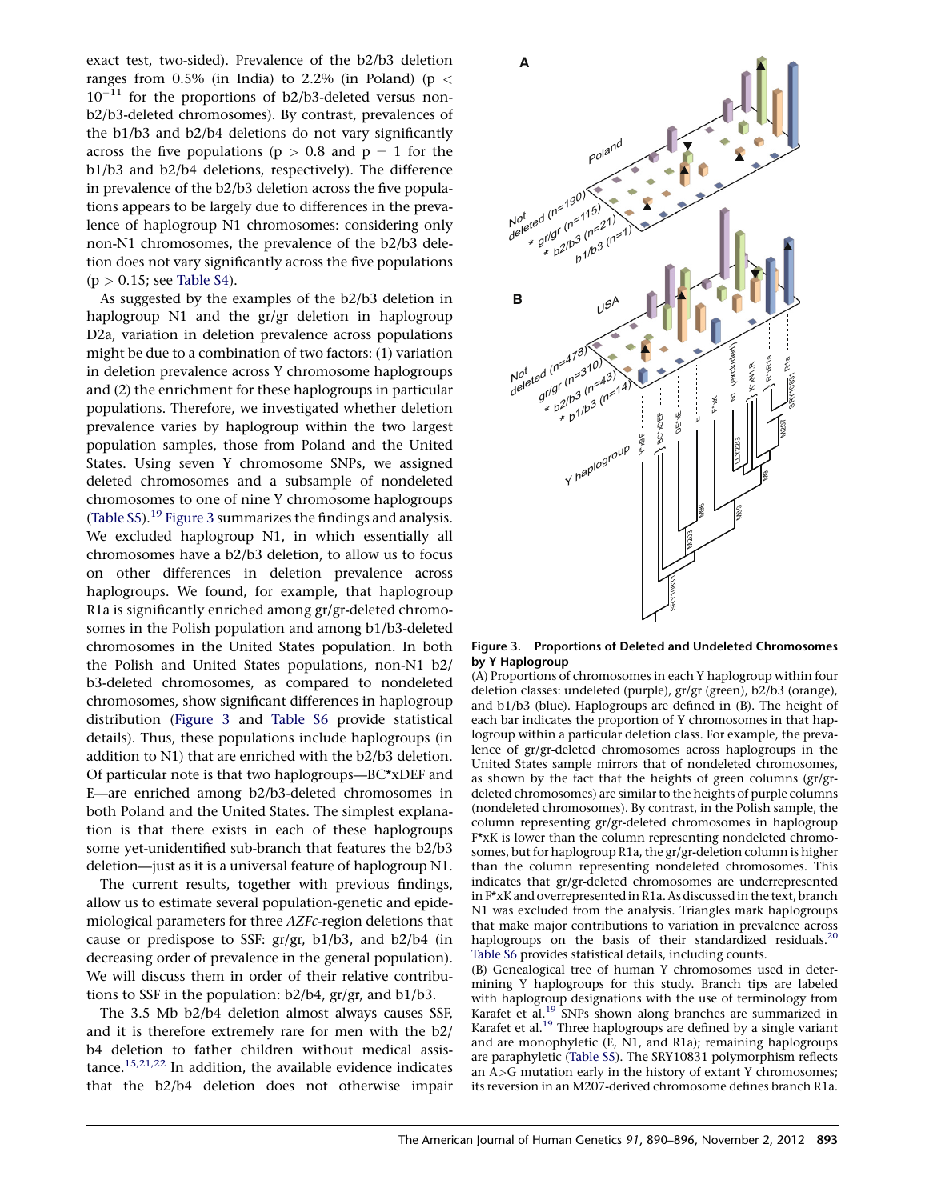exact test, two-sided). Prevalence of the b2/b3 deletion ranges from 0.5% (in India) to 2.2% (in Poland) ($p < 10^{-11}$ for the proportions of b2/b3-deleted versus non-b2/b3-deleted chromosomes). By contrast, prevalences of the b1/b3 and b2/b4 deletions do not vary significantly across the five populations ($p > 0.8$ and $p = 1$ for the b1/b3 and b2/b4 deletions, respectively). The difference in prevalence of the b2/b3 deletion across the five populations appears to be largely due to differences in the prevalence of haplogroup N1 chromosomes: considering only non-N1 chromosomes, the prevalence of the b2/b3 deletion does not vary significantly across the five populations ($p > 0.15$; see Table S4).

As suggested by the examples of the b2/b3 deletion in haplogroup N1 and the gr/gr deletion in haplogroup D2a, variation in deletion prevalence across populations might be due to a combination of two factors: (1) variation in deletion prevalence across Y chromosome haplogroups and (2) the enrichment for these haplogroups in particular populations. Therefore, we investigated whether deletion prevalence varies by haplogroup within the two largest population samples, those from Poland and the United States. Using seven Y chromosome SNPs, we assigned deleted chromosomes and a subsample of nondeleted chromosomes to one of nine Y chromosome haplogroups (Table S5).[19] Figure 3 summarizes the findings and analysis. We excluded haplogroup N1, in which essentially all chromosomes have a b2/b3 deletion, to allow us to focus on other differences in deletion prevalence across haplogroups. We found, for example, that haplogroup R1a is significantly enriched among gr/gr-deleted chromosomes in the Polish population and among b1/b3-deleted chromosomes in the United States population. In both the Polish and United States populations, non-N1 b2/b3-deleted chromosomes, as compared to nondeleted chromosomes, show significant differences in haplogroup distribution (Figure 3 and Table S6 provide statistical details). Thus, these populations include haplogroups (in addition to N1) that are enriched with the b2/b3 deletion. Of particular note is that two haplogroups—BC*xDEF and E—are enriched among b2/b3-deleted chromosomes in both Poland and the United States. The simplest explanation is that there exists in each of these haplogroups some yet-unidentified sub-branch that features the b2/b3 deletion—just as it is a universal feature of haplogroup N1.

The current results, together with previous findings, allow us to estimate several population-genetic and epidemiological parameters for three *AZFc*-region deletions that cause or predispose to SSF: gr/gr, b1/b3, and b2/b4 (in decreasing order of prevalence in the general population). We will discuss them in order of their relative contributions to SSF in the population: b2/b4, gr/gr, and b1/b3.

The 3.5 Mb b2/b4 deletion almost always causes SSF, and it is therefore extremely rare for men with the b2/b4 deletion to father children without medical assistance.[15,21,22] In addition, the available evidence indicates that the b2/b4 deletion does not otherwise impair

**Figure 3. Proportions of Deleted and Undeleted Chromosomes by Y Haplogroup**

(A) Proportions of chromosomes in each Y haplogroup within four deletion classes: undeleted (purple), gr/gr (green), b2/b3 (orange), and b1/b3 (blue). Haplogroups are defined in (B). The height of each bar indicates the proportion of Y chromosomes in that haplogroup within a particular deletion class. For example, the prevalence of gr/gr-deleted chromosomes across haplogroups in the United States sample mirrors that of nondeleted chromosomes, as shown by the fact that the heights of green columns (gr/gr-deleted chromosomes) are similar to the heights of purple columns (nondeleted chromosomes). By contrast, in the Polish sample, the column representing gr/gr-deleted chromosomes in haplogroup F*xK is lower than the column representing nondeleted chromosomes, but for haplogroup R1a, the gr/gr-deletion column is higher than the column representing nondeleted chromosomes. This indicates that gr/gr-deleted chromosomes are underrepresented in F*xK and overrepresented in R1a. As discussed in the text, branch N1 was excluded from the analysis. Triangles mark haplogroups that make major contributions to variation in prevalence across haplogroups on the basis of their standardized residuals.[20] Table S6 provides statistical details, including counts.

(B) Genealogical tree of human Y chromosomes used in determining Y haplogroups for this study. Branch tips are labeled with haplogroup designations with the use of terminology from Karafet et al.[19] SNPs shown along branches are summarized in Karafet et al.[19] Three haplogroups are defined by a single variant and are monophyletic (E, N1, and R1a); remaining haplogroups are paraphyletic (Table S5). The SRY10831 polymorphism reflects an A>G mutation early in the history of extant Y chromosomes; its reversion in an M207-derived chromosome defines branch R1a.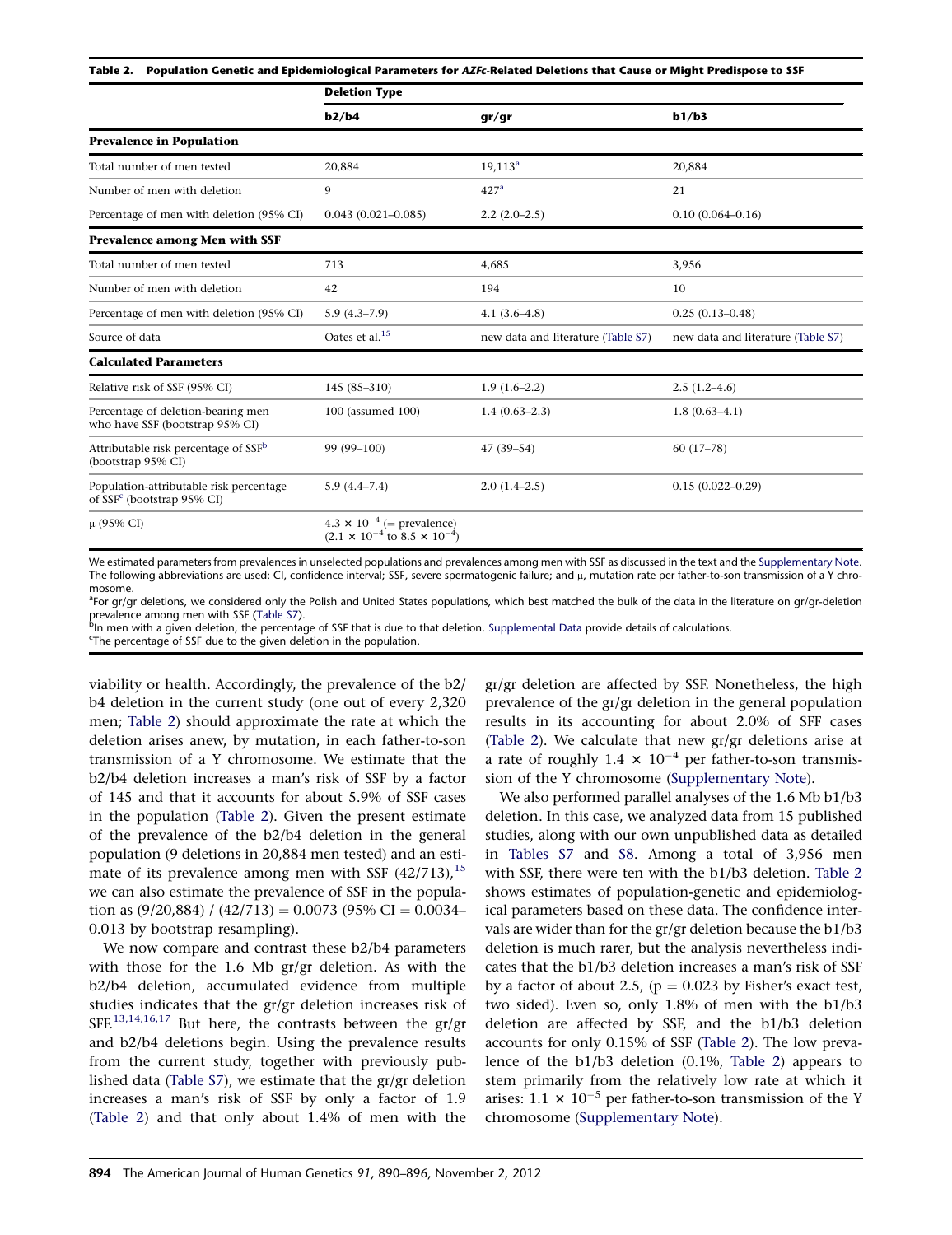**Table 2. Population Genetic and Epidemiological Parameters for *AZFc*-Related Deletions that Cause or Might Predispose to SSF**

| | Deletion Type | | |
|---|---|---|---|
| | **b2/b4** | **gr/gr** | **b1/b3** |
| **Prevalence in Population** | | | |
| Total number of men tested | 20,884 | 19,113[a] | 20,884 |
| Number of men with deletion | 9 | 427[a] | 21 |
| Percentage of men with deletion (95% CI) | 0.043 (0.021–0.085) | 2.2 (2.0–2.5) | 0.10 (0.064–0.16) |
| **Prevalence among Men with SSF** | | | |
| Total number of men tested | 713 | 4,685 | 3,956 |
| Number of men with deletion | 42 | 194 | 10 |
| Percentage of men with deletion (95% CI) | 5.9 (4.3–7.9) | 4.1 (3.6–4.8) | 0.25 (0.13–0.48) |
| Source of data | Oates et al.[15] | new data and literature (Table S7) | new data and literature (Table S7) |
| **Calculated Parameters** | | | |
| Relative risk of SSF (95% CI) | 145 (85–310) | 1.9 (1.6–2.2) | 2.5 (1.2–4.6) |
| Percentage of deletion-bearing men who have SSF (bootstrap 95% CI) | 100 (assumed 100) | 1.4 (0.63–2.3) | 1.8 (0.63–4.1) |
| Attributable risk percentage of SSF[b] (bootstrap 95% CI) | 99 (99–100) | 47 (39–54) | 60 (17–78) |
| Population-attributable risk percentage of SSF[c] (bootstrap 95% CI) | 5.9 (4.4–7.4) | 2.0 (1.4–2.5) | 0.15 (0.022–0.29) |
| μ (95% CI) | $4.3 \times 10^{-4}$ (= prevalence) ($2.1 \times 10^{-4}$ to $8.5 \times 10^{-4}$) | | |

We estimated parameters from prevalences in unselected populations and prevalences among men with SSF as discussed in the text and the Supplementary Note. The following abbreviations are used: CI, confidence interval; SSF, severe spermatogenic failure; and μ, mutation rate per father-to-son transmission of a Y chromosome.

[a]For gr/gr deletions, we considered only the Polish and United States populations, which best matched the bulk of the data in the literature on gr/gr-deletion prevalence among men with SSF (Table S7).

[b]In men with a given deletion, the percentage of SSF that is due to that deletion. Supplemental Data provide details of calculations.

[c]The percentage of SSF due to the given deletion in the population.

viability or health. Accordingly, the prevalence of the b2/b4 deletion in the current study (one out of every 2,320 men; Table 2) should approximate the rate at which the deletion arises anew, by mutation, in each father-to-son transmission of a Y chromosome. We estimate that the b2/b4 deletion increases a man's risk of SSF by a factor of 145 and that it accounts for about 5.9% of SSF cases in the population (Table 2). Given the present estimate of the prevalence of the b2/b4 deletion in the general population (9 deletions in 20,884 men tested) and an estimate of its prevalence among men with SSF (42/713),[15] we can also estimate the prevalence of SSF in the population as (9/20,884) / (42/713) = 0.0073 (95% CI = 0.0034–0.013 by bootstrap resampling).

We now compare and contrast these b2/b4 parameters with those for the 1.6 Mb gr/gr deletion. As with the b2/b4 deletion, accumulated evidence from multiple studies indicates that the gr/gr deletion increases risk of SFF.[13,14,16,17] But here, the contrasts between the gr/gr and b2/b4 deletions begin. Using the prevalence results from the current study, together with previously published data (Table S7), we estimate that the gr/gr deletion increases a man's risk of SSF by only a factor of 1.9 (Table 2) and that only about 1.4% of men with the gr/gr deletion are affected by SSF. Nonetheless, the high prevalence of the gr/gr deletion in the general population results in its accounting for about 2.0% of SFF cases (Table 2). We calculate that new gr/gr deletions arise at a rate of roughly $1.4 \times 10^{-4}$ per father-to-son transmission of the Y chromosome (Supplementary Note).

We also performed parallel analyses of the 1.6 Mb b1/b3 deletion. In this case, we analyzed data from 15 published studies, along with our own unpublished data as detailed in Tables S7 and S8. Among a total of 3,956 men with SSF, there were ten with the b1/b3 deletion. Table 2 shows estimates of population-genetic and epidemiological parameters based on these data. The confidence intervals are wider than for the gr/gr deletion because the b1/b3 deletion is much rarer, but the analysis nevertheless indicates that the b1/b3 deletion increases a man's risk of SSF by a factor of about 2.5, ($p = 0.023$ by Fisher's exact test, two sided). Even so, only 1.8% of men with the b1/b3 deletion are affected by SSF, and the b1/b3 deletion accounts for only 0.15% of SSF (Table 2). The low prevalence of the b1/b3 deletion (0.1%, Table 2) appears to stem primarily from the relatively low rate at which it arises: $1.1 \times 10^{-5}$ per father-to-son transmission of the Y chromosome (Supplementary Note).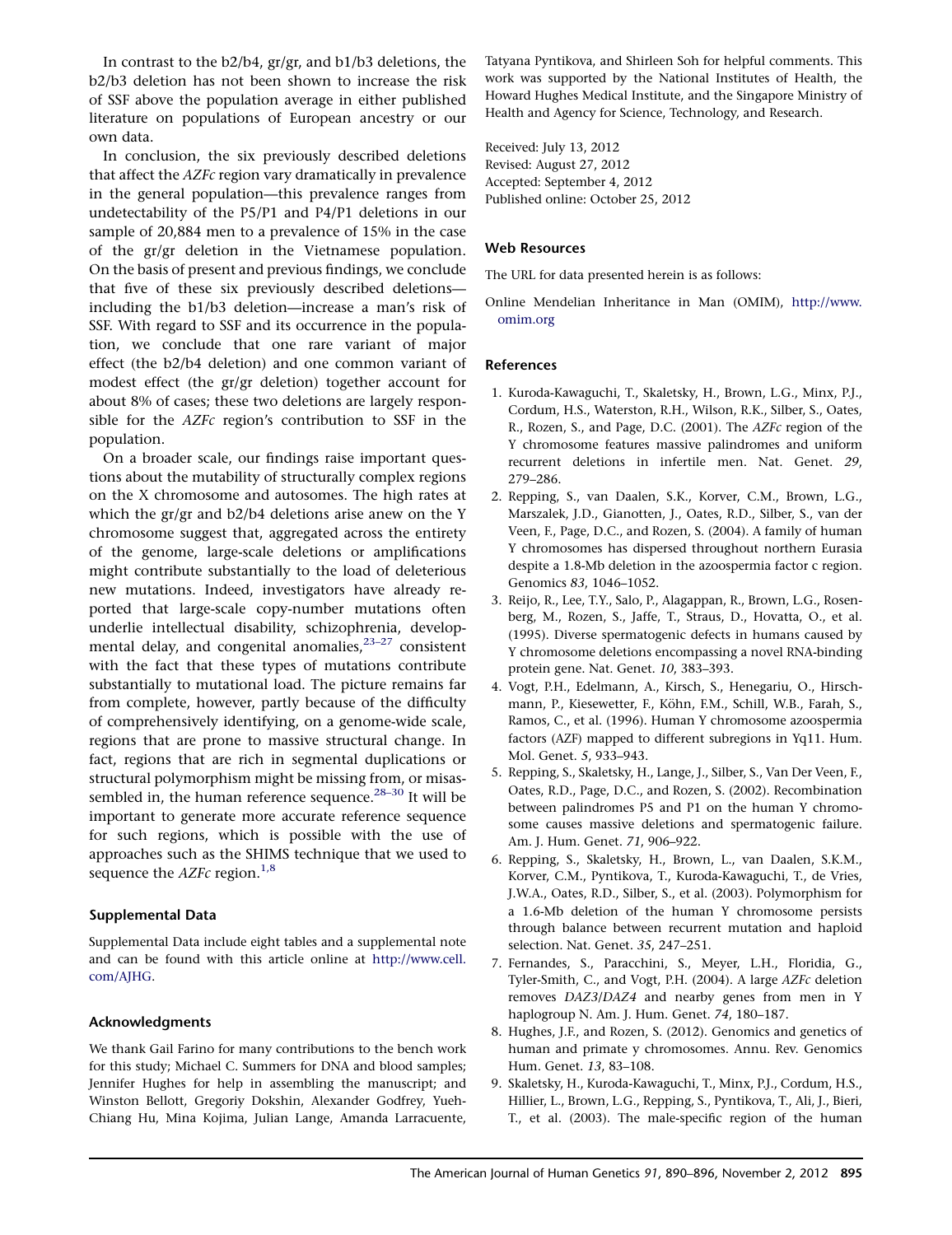In contrast to the b2/b4, gr/gr, and b1/b3 deletions, the b2/b3 deletion has not been shown to increase the risk of SSF above the population average in either published literature on populations of European ancestry or our own data.

In conclusion, the six previously described deletions that affect the *AZFc* region vary dramatically in prevalence in the general population—this prevalence ranges from undetectability of the P5/P1 and P4/P1 deletions in our sample of 20,884 men to a prevalence of 15% in the case of the gr/gr deletion in the Vietnamese population. On the basis of present and previous findings, we conclude that five of these six previously described deletions—including the b1/b3 deletion—increase a man's risk of SSF. With regard to SSF and its occurrence in the population, we conclude that one rare variant of major effect (the b2/b4 deletion) and one common variant of modest effect (the gr/gr deletion) together account for about 8% of cases; these two deletions are largely responsible for the *AZFc* region's contribution to SSF in the population.

On a broader scale, our findings raise important questions about the mutability of structurally complex regions on the X chromosome and autosomes. The high rates at which the gr/gr and b2/b4 deletions arise anew on the Y chromosome suggest that, aggregated across the entirety of the genome, large-scale deletions or amplifications might contribute substantially to the load of deleterious new mutations. Indeed, investigators have already reported that large-scale copy-number mutations often underlie intellectual disability, schizophrenia, developmental delay, and congenital anomalies,[23–27] consistent with the fact that these types of mutations contribute substantially to mutational load. The picture remains far from complete, however, partly because of the difficulty of comprehensively identifying, on a genome-wide scale, regions that are prone to massive structural change. In fact, regions that are rich in segmental duplications or structural polymorphism might be missing from, or misassembled in, the human reference sequence.[28–30] It will be important to generate more accurate reference sequence for such regions, which is possible with the use of approaches such as the SHIMS technique that we used to sequence the *AZFc* region.[1,8]

## Supplemental Data

Supplemental Data include eight tables and a supplemental note and can be found with this article online at http://www.cell.com/AJHG.

## Acknowledgments

We thank Gail Farino for many contributions to the bench work for this study; Michael C. Summers for DNA and blood samples; Jennifer Hughes for help in assembling the manuscript; and Winston Bellott, Gregoriy Dokshin, Alexander Godfrey, Yueh-Chiang Hu, Mina Kojima, Julian Lange, Amanda Larracuente, Tatyana Pyntikova, and Shirleen Soh for helpful comments. This work was supported by the National Institutes of Health, the Howard Hughes Medical Institute, and the Singapore Ministry of Health and Agency for Science, Technology, and Research.

Received: July 13, 2012
Revised: August 27, 2012
Accepted: September 4, 2012
Published online: October 25, 2012

## Web Resources

The URL for data presented herein is as follows:

Online Mendelian Inheritance in Man (OMIM), http://www.omim.org

## References

1. Kuroda-Kawaguchi, T., Skaletsky, H., Brown, L.G., Minx, P.J., Cordum, H.S., Waterston, R.H., Wilson, R.K., Silber, S., Oates, R., Rozen, S., and Page, D.C. (2001). The *AZFc* region of the Y chromosome features massive palindromes and uniform recurrent deletions in infertile men. Nat. Genet. *29*, 279–286.
2. Repping, S., van Daalen, S.K., Korver, C.M., Brown, L.G., Marszalek, J.D., Gianotten, J., Oates, R.D., Silber, S., van der Veen, F., Page, D.C., and Rozen, S. (2004). A family of human Y chromosomes has dispersed throughout northern Eurasia despite a 1.8-Mb deletion in the azoospermia factor c region. Genomics *83*, 1046–1052.
3. Reijo, R., Lee, T.Y., Salo, P., Alagappan, R., Brown, L.G., Rosenberg, M., Rozen, S., Jaffe, T., Straus, D., Hovatta, O., et al. (1995). Diverse spermatogenic defects in humans caused by Y chromosome deletions encompassing a novel RNA-binding protein gene. Nat. Genet. *10*, 383–393.
4. Vogt, P.H., Edelmann, A., Kirsch, S., Henegariu, O., Hirschmann, P., Kiesewetter, F., Köhn, F.M., Schill, W.B., Farah, S., Ramos, C., et al. (1996). Human Y chromosome azoospermia factors (AZF) mapped to different subregions in Yq11. Hum. Mol. Genet. *5*, 933–943.
5. Repping, S., Skaletsky, H., Lange, J., Silber, S., Van Der Veen, F., Oates, R.D., Page, D.C., and Rozen, S. (2002). Recombination between palindromes P5 and P1 on the human Y chromosome causes massive deletions and spermatogenic failure. Am. J. Hum. Genet. *71*, 906–922.
6. Repping, S., Skaletsky, H., Brown, L., van Daalen, S.K.M., Korver, C.M., Pyntikova, T., Kuroda-Kawaguchi, T., de Vries, J.W.A., Oates, R.D., Silber, S., et al. (2003). Polymorphism for a 1.6-Mb deletion of the human Y chromosome persists through balance between recurrent mutation and haploid selection. Nat. Genet. *35*, 247–251.
7. Fernandes, S., Paracchini, S., Meyer, L.H., Floridia, G., Tyler-Smith, C., and Vogt, P.H. (2004). A large *AZFc* deletion removes *DAZ3*/*DAZ4* and nearby genes from men in Y haplogroup N. Am. J. Hum. Genet. *74*, 180–187.
8. Hughes, J.F., and Rozen, S. (2012). Genomics and genetics of human and primate y chromosomes. Annu. Rev. Genomics Hum. Genet. *13*, 83–108.
9. Skaletsky, H., Kuroda-Kawaguchi, T., Minx, P.J., Cordum, H.S., Hillier, L., Brown, L.G., Repping, S., Pyntikova, T., Ali, J., Bieri, T., et al. (2003). The male-specific region of the human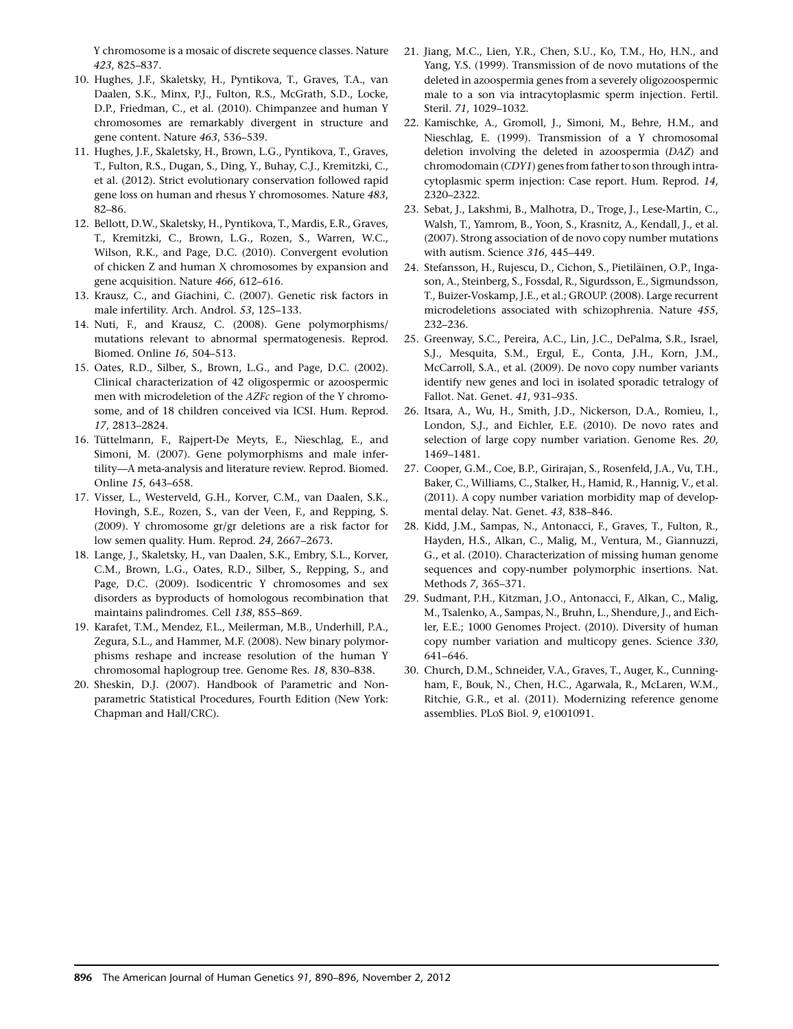Y chromosome is a mosaic of discrete sequence classes. Nature *423*, 825–837.

10. Hughes, J.F., Skaletsky, H., Pyntikova, T., Graves, T.A., van Daalen, S.K., Minx, P.J., Fulton, R.S., McGrath, S.D., Locke, D.P., Friedman, C., et al. (2010). Chimpanzee and human Y chromosomes are remarkably divergent in structure and gene content. Nature *463*, 536–539.
11. Hughes, J.F., Skaletsky, H., Brown, L.G., Pyntikova, T., Graves, T., Fulton, R.S., Dugan, S., Ding, Y., Buhay, C.J., Kremitzki, C., et al. (2012). Strict evolutionary conservation followed rapid gene loss on human and rhesus Y chromosomes. Nature *483*, 82–86.
12. Bellott, D.W., Skaletsky, H., Pyntikova, T., Mardis, E.R., Graves, T., Kremitzki, C., Brown, L.G., Rozen, S., Warren, W.C., Wilson, R.K., and Page, D.C. (2010). Convergent evolution of chicken Z and human X chromosomes by expansion and gene acquisition. Nature *466*, 612–616.
13. Krausz, C., and Giachini, C. (2007). Genetic risk factors in male infertility. Arch. Androl. *53*, 125–133.
14. Nuti, F., and Krausz, C. (2008). Gene polymorphisms/mutations relevant to abnormal spermatogenesis. Reprod. Biomed. Online *16*, 504–513.
15. Oates, R.D., Silber, S., Brown, L.G., and Page, D.C. (2002). Clinical characterization of 42 oligospermic or azoospermic men with microdeletion of the *AZFc* region of the Y chromosome, and of 18 children conceived via ICSI. Hum. Reprod. *17*, 2813–2824.
16. Tüttelmann, F., Rajpert-De Meyts, E., Nieschlag, E., and Simoni, M. (2007). Gene polymorphisms and male infertility—A meta-analysis and literature review. Reprod. Biomed. Online *15*, 643–658.
17. Visser, L., Westerveld, G.H., Korver, C.M., van Daalen, S.K., Hovingh, S.E., Rozen, S., van der Veen, F., and Repping, S. (2009). Y chromosome gr/gr deletions are a risk factor for low semen quality. Hum. Reprod. *24*, 2667–2673.
18. Lange, J., Skaletsky, H., van Daalen, S.K., Embry, S.L., Korver, C.M., Brown, L.G., Oates, R.D., Silber, S., Repping, S., and Page, D.C. (2009). Isodicentric Y chromosomes and sex disorders as byproducts of homologous recombination that maintains palindromes. Cell *138*, 855–869.
19. Karafet, T.M., Mendez, F.L., Meilerman, M.B., Underhill, P.A., Zegura, S.L., and Hammer, M.F. (2008). New binary polymorphisms reshape and increase resolution of the human Y chromosomal haplogroup tree. Genome Res. *18*, 830–838.
20. Sheskin, D.J. (2007). Handbook of Parametric and Nonparametric Statistical Procedures, Fourth Edition (New York: Chapman and Hall/CRC).
21. Jiang, M.C., Lien, Y.R., Chen, S.U., Ko, T.M., Ho, H.N., and Yang, Y.S. (1999). Transmission of de novo mutations of the deleted in azoospermia genes from a severely oligozoospermic male to a son via intracytoplasmic sperm injection. Fertil. Steril. *71*, 1029–1032.
22. Kamischke, A., Gromoll, J., Simoni, M., Behre, H.M., and Nieschlag, E. (1999). Transmission of a Y chromosomal deletion involving the deleted in azoospermia (*DAZ*) and chromodomain (*CDY1*) genes from father to son through intracytoplasmic sperm injection: Case report. Hum. Reprod. *14*, 2320–2322.
23. Sebat, J., Lakshmi, B., Malhotra, D., Troge, J., Lese-Martin, C., Walsh, T., Yamrom, B., Yoon, S., Krasnitz, A., Kendall, J., et al. (2007). Strong association of de novo copy number mutations with autism. Science *316*, 445–449.
24. Stefansson, H., Rujescu, D., Cichon, S., Pietiläinen, O.P., Ingason, A., Steinberg, S., Fossdal, R., Sigurdsson, E., Sigmundsson, T., Buizer-Voskamp, J.E., et al.; GROUP. (2008). Large recurrent microdeletions associated with schizophrenia. Nature *455*, 232–236.
25. Greenway, S.C., Pereira, A.C., Lin, J.C., DePalma, S.R., Israel, S.J., Mesquita, S.M., Ergul, E., Conta, J.H., Korn, J.M., McCarroll, S.A., et al. (2009). De novo copy number variants identify new genes and loci in isolated sporadic tetralogy of Fallot. Nat. Genet. *41*, 931–935.
26. Itsara, A., Wu, H., Smith, J.D., Nickerson, D.A., Romieu, I., London, S.J., and Eichler, E.E. (2010). De novo rates and selection of large copy number variation. Genome Res. *20*, 1469–1481.
27. Cooper, G.M., Coe, B.P., Girirajan, S., Rosenfeld, J.A., Vu, T.H., Baker, C., Williams, C., Stalker, H., Hamid, R., Hannig, V., et al. (2011). A copy number variation morbidity map of developmental delay. Nat. Genet. *43*, 838–846.
28. Kidd, J.M., Sampas, N., Antonacci, F., Graves, T., Fulton, R., Hayden, H.S., Alkan, C., Malig, M., Ventura, M., Giannuzzi, G., et al. (2010). Characterization of missing human genome sequences and copy-number polymorphic insertions. Nat. Methods *7*, 365–371.
29. Sudmant, P.H., Kitzman, J.O., Antonacci, F., Alkan, C., Malig, M., Tsalenko, A., Sampas, N., Bruhn, L., Shendure, J., and Eichler, E.E.; 1000 Genomes Project. (2010). Diversity of human copy number variation and multicopy genes. Science *330*, 641–646.
30. Church, D.M., Schneider, V.A., Graves, T., Auger, K., Cunningham, F., Bouk, N., Chen, H.C., Agarwala, R., McLaren, W.M., Ritchie, G.R., et al. (2011). Modernizing reference genome assemblies. PLoS Biol. *9*, e1001091.